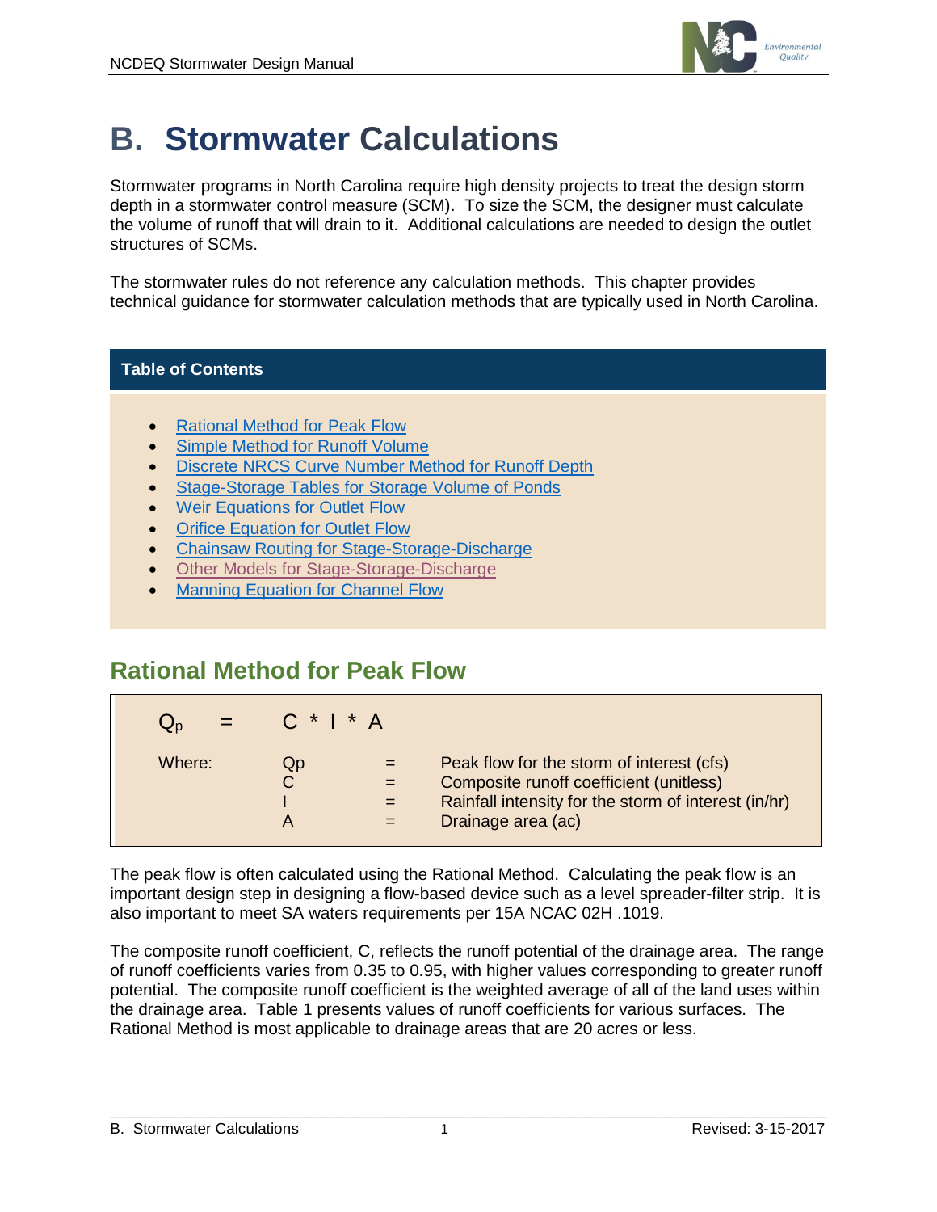# B. Stormwater Calculations

Stormwater programs in North Carolina require high density projects to treat the design storm depth in a stormwater control measure (SCM). To size the SCM, the designer must calculate the volume of runoff that will drain to it. Additional calculations are needed to design the outlet structures of SCMs.

The stormwater rules do not reference any calculation methods. This chapter provides technical guidance for stormwater calculation methods that are typically used in North Carolina.

**Table of Contents**

- Rational Method for Peak Flow
- Simple Method for Runoff Volume
- Discrete NRCS Curve Number Method for Runoff Depth
- Stage-Storage Tables for Storage Volume of Ponds
- Weir Equations for Outlet Flow
- Orifice Equation for Outlet Flow
- Chainsaw Routing for Stage-Storage-Discharge
- Other Models for Stage-Storage-Discharge
- Manning Equation for Channel Flow

## Rational Method for Peak Flow

$$Q_p = C * I * A$$

Where:

| | | |
|---|---|---|
| Qp | = | Peak flow for the storm of interest (cfs) |
| C | = | Composite runoff coefficient (unitless) |
| I | = | Rainfall intensity for the storm of interest (in/hr) |
| A | = | Drainage area (ac) |

The peak flow is often calculated using the Rational Method. Calculating the peak flow is an important design step in designing a flow-based device such as a level spreader-filter strip. It is also important to meet SA waters requirements per 15A NCAC 02H .1019.

The composite runoff coefficient, C, reflects the runoff potential of the drainage area. The range of runoff coefficients varies from 0.35 to 0.95, with higher values corresponding to greater runoff potential. The composite runoff coefficient is the weighted average of all of the land uses within the drainage area. Table 1 presents values of runoff coefficients for various surfaces. The Rational Method is most applicable to drainage areas that are 20 acres or less.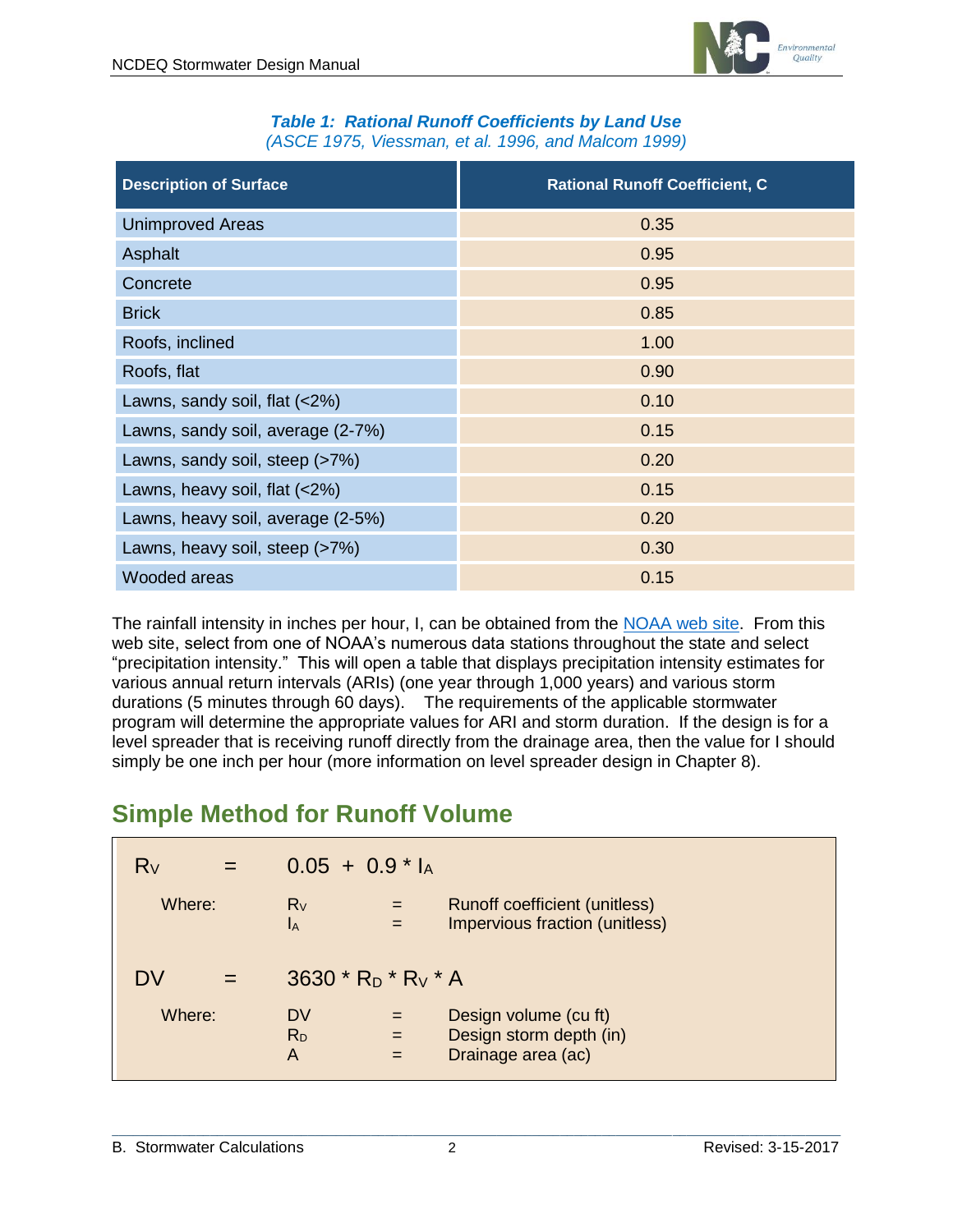***Table 1: Rational Runoff Coefficients by Land Use***
*(ASCE 1975, Viessman, et al. 1996, and Malcom 1999)*

| Description of Surface | Rational Runoff Coefficient, C |
|---|---|
| Unimproved Areas | 0.35 |
| Asphalt | 0.95 |
| Concrete | 0.95 |
| Brick | 0.85 |
| Roofs, inclined | 1.00 |
| Roofs, flat | 0.90 |
| Lawns, sandy soil, flat (<2%) | 0.10 |
| Lawns, sandy soil, average (2-7%) | 0.15 |
| Lawns, sandy soil, steep (>7%) | 0.20 |
| Lawns, heavy soil, flat (<2%) | 0.15 |
| Lawns, heavy soil, average (2-5%) | 0.20 |
| Lawns, heavy soil, steep (>7%) | 0.30 |
| Wooded areas | 0.15 |

The rainfall intensity in inches per hour, I, can be obtained from the NOAA web site. From this web site, select from one of NOAA's numerous data stations throughout the state and select "precipitation intensity." This will open a table that displays precipitation intensity estimates for various annual return intervals (ARIs) (one year through 1,000 years) and various storm durations (5 minutes through 60 days). The requirements of the applicable stormwater program will determine the appropriate values for ARI and storm duration. If the design is for a level spreader that is receiving runoff directly from the drainage area, then the value for I should simply be one inch per hour (more information on level spreader design in Chapter 8).

## Simple Method for Runoff Volume

$$R_V = 0.05 + 0.9 * I_A$$

Where:
- $R_V$ = Runoff coefficient (unitless)
- $I_A$ = Impervious fraction (unitless)

$$DV = 3630 * R_D * R_V * A$$

Where:
- $DV$ = Design volume (cu ft)
- $R_D$ = Design storm depth (in)
- $A$ = Drainage area (ac)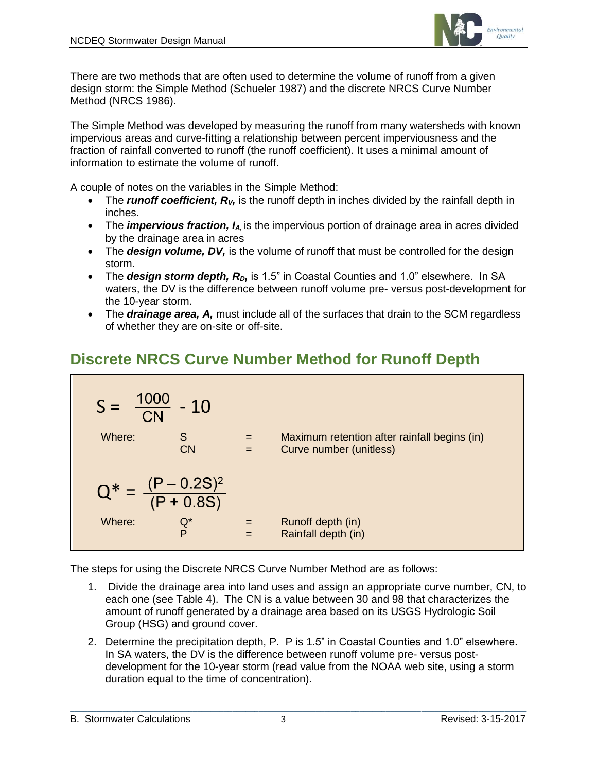There are two methods that are often used to determine the volume of runoff from a given design storm: the Simple Method (Schueler 1987) and the discrete NRCS Curve Number Method (NRCS 1986).

The Simple Method was developed by measuring the runoff from many watersheds with known impervious areas and curve-fitting a relationship between percent imperviousness and the fraction of rainfall converted to runoff (the runoff coefficient). It uses a minimal amount of information to estimate the volume of runoff.

A couple of notes on the variables in the Simple Method:

- The ***runoff coefficient, $R_V$,*** is the runoff depth in inches divided by the rainfall depth in inches.
- The ***impervious fraction, $I_A$,*** is the impervious portion of drainage area in acres divided by the drainage area in acres
- The ***design volume, DV,*** is the volume of runoff that must be controlled for the design storm.
- The ***design storm depth, $R_D$,*** is 1.5" in Coastal Counties and 1.0" elsewhere. In SA waters, the DV is the difference between runoff volume pre- versus post-development for the 10-year storm.
- The ***drainage area, A,*** must include all of the surfaces that drain to the SCM regardless of whether they are on-site or off-site.

## Discrete NRCS Curve Number Method for Runoff Depth

$$S = \frac{1000}{CN} - 10$$

| Where: | | | |
|---|---|---|---|
| | S | = | Maximum retention after rainfall begins (in) |
| | CN | = | Curve number (unitless) |

$$Q^* = \frac{(P - 0.2S)^2}{(P + 0.8S)}$$

| Where: | | | |
|---|---|---|---|
| | Q* | = | Runoff depth (in) |
| | P | = | Rainfall depth (in) |

The steps for using the Discrete NRCS Curve Number Method are as follows:

1. Divide the drainage area into land uses and assign an appropriate curve number, CN, to each one (see Table 4). The CN is a value between 30 and 98 that characterizes the amount of runoff generated by a drainage area based on its USGS Hydrologic Soil Group (HSG) and ground cover.
2. Determine the precipitation depth, P. P is 1.5" in Coastal Counties and 1.0" elsewhere. In SA waters, the DV is the difference between runoff volume pre- versus post-development for the 10-year storm (read value from the NOAA web site, using a storm duration equal to the time of concentration).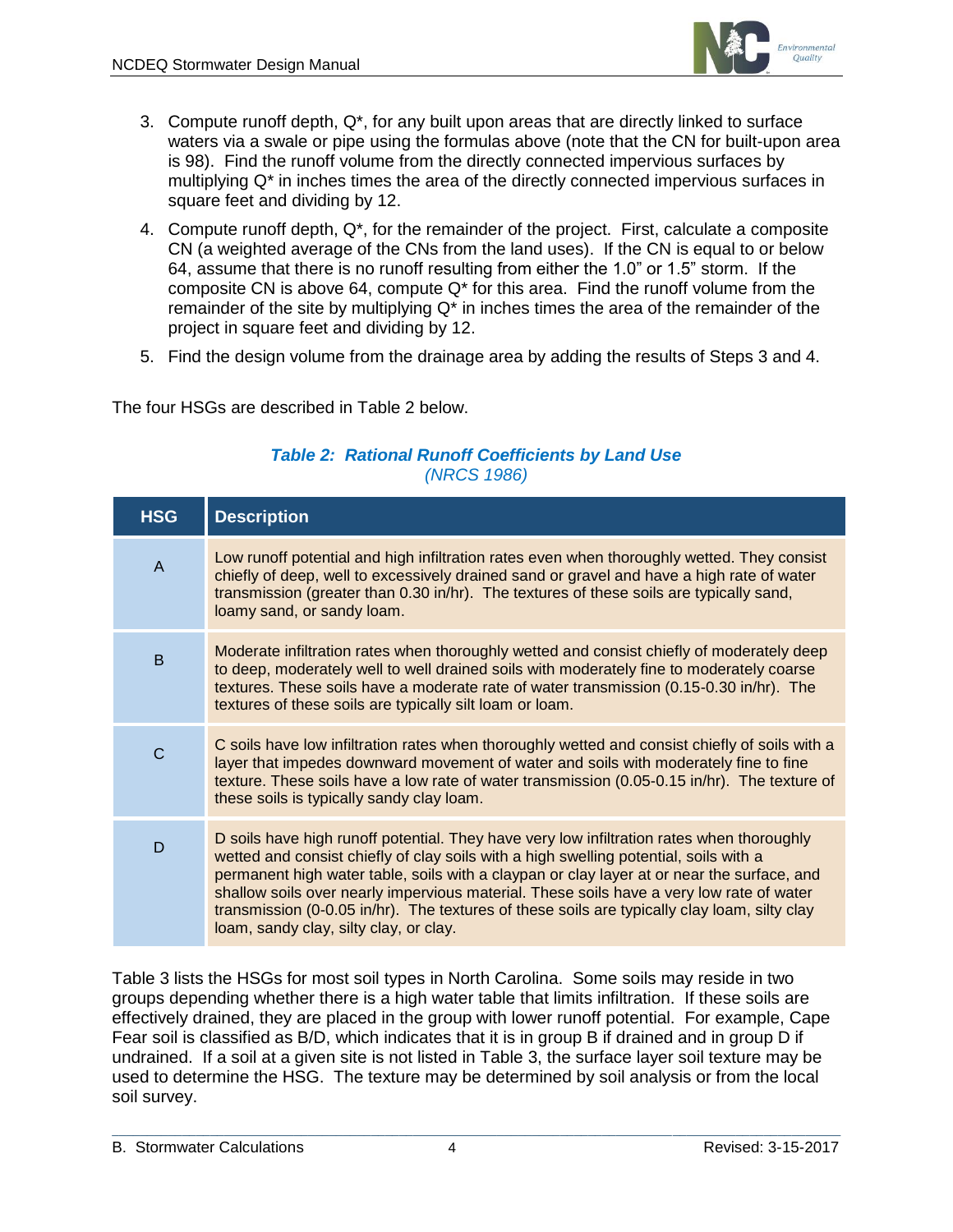3. Compute runoff depth, Q*, for any built upon areas that are directly linked to surface waters via a swale or pipe using the formulas above (note that the CN for built-upon area is 98). Find the runoff volume from the directly connected impervious surfaces by multiplying Q* in inches times the area of the directly connected impervious surfaces in square feet and dividing by 12.
4. Compute runoff depth, Q*, for the remainder of the project. First, calculate a composite CN (a weighted average of the CNs from the land uses). If the CN is equal to or below 64, assume that there is no runoff resulting from either the 1.0" or 1.5" storm. If the composite CN is above 64, compute Q* for this area. Find the runoff volume from the remainder of the site by multiplying Q* in inches times the area of the remainder of the project in square feet and dividing by 12.
5. Find the design volume from the drainage area by adding the results of Steps 3 and 4.

The four HSGs are described in Table 2 below.

***Table 2: Rational Runoff Coefficients by Land Use***
*(NRCS 1986)*

| HSG | Description |
|---|---|
| A | Low runoff potential and high infiltration rates even when thoroughly wetted. They consist chiefly of deep, well to excessively drained sand or gravel and have a high rate of water transmission (greater than 0.30 in/hr). The textures of these soils are typically sand, loamy sand, or sandy loam. |
| B | Moderate infiltration rates when thoroughly wetted and consist chiefly of moderately deep to deep, moderately well to well drained soils with moderately fine to moderately coarse textures. These soils have a moderate rate of water transmission (0.15-0.30 in/hr). The textures of these soils are typically silt loam or loam. |
| C | C soils have low infiltration rates when thoroughly wetted and consist chiefly of soils with a layer that impedes downward movement of water and soils with moderately fine to fine texture. These soils have a low rate of water transmission (0.05-0.15 in/hr). The texture of these soils is typically sandy clay loam. |
| D | D soils have high runoff potential. They have very low infiltration rates when thoroughly wetted and consist chiefly of clay soils with a high swelling potential, soils with a permanent high water table, soils with a claypan or clay layer at or near the surface, and shallow soils over nearly impervious material. These soils have a very low rate of water transmission (0-0.05 in/hr). The textures of these soils are typically clay loam, silty clay loam, sandy clay, silty clay, or clay. |

Table 3 lists the HSGs for most soil types in North Carolina. Some soils may reside in two groups depending whether there is a high water table that limits infiltration. If these soils are effectively drained, they are placed in the group with lower runoff potential. For example, Cape Fear soil is classified as B/D, which indicates that it is in group B if drained and in group D if undrained. If a soil at a given site is not listed in Table 3, the surface layer soil texture may be used to determine the HSG. The texture may be determined by soil analysis or from the local soil survey.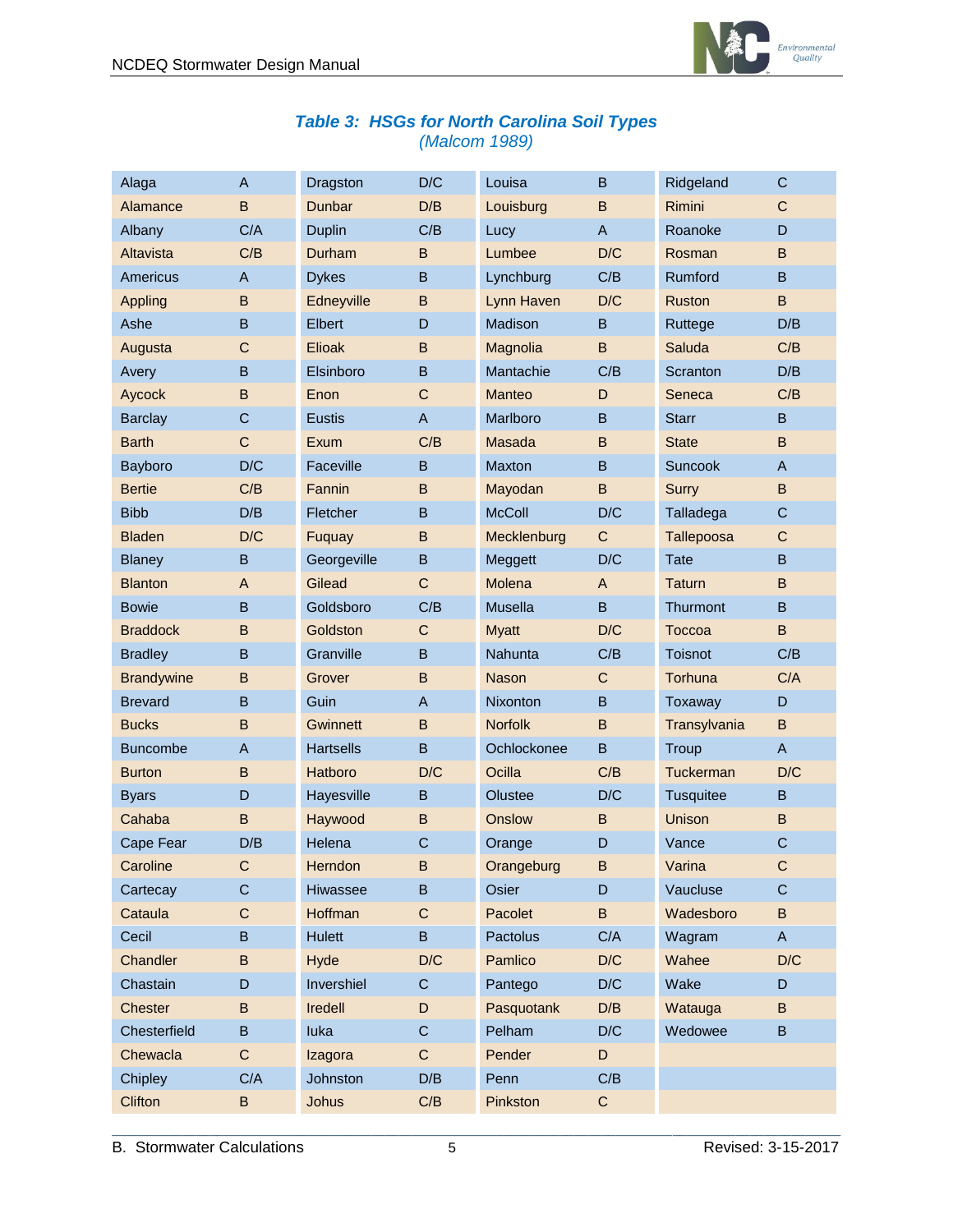### *Table 3: HSGs for North Carolina Soil Types*
*(Malcom 1989)*

| Soil | HSG | Soil | HSG | Soil | HSG | Soil | HSG |
|---|---|---|---|---|---|---|---|
| Alaga | A | Dragston | D/C | Louisa | B | Ridgeland | C |
| Alamance | B | Dunbar | D/B | Louisburg | B | Rimini | C |
| Albany | C/A | Duplin | C/B | Lucy | A | Roanoke | D |
| Altavista | C/B | Durham | B | Lumbee | D/C | Rosman | B |
| Americus | A | Dykes | B | Lynchburg | C/B | Rumford | B |
| Appling | B | Edneyville | B | Lynn Haven | D/C | Ruston | B |
| Ashe | B | Elbert | D | Madison | B | Ruttege | D/B |
| Augusta | C | Elioak | B | Magnolia | B | Saluda | C/B |
| Avery | B | Elsinboro | B | Mantachie | C/B | Scranton | D/B |
| Aycock | B | Enon | C | Manteo | D | Seneca | C/B |
| Barclay | C | Eustis | A | Marlboro | B | Starr | B |
| Barth | C | Exum | C/B | Masada | B | State | B |
| Bayboro | D/C | Faceville | B | Maxton | B | Suncook | A |
| Bertie | C/B | Fannin | B | Mayodan | B | Surry | B |
| Bibb | D/B | Fletcher | B | McColl | D/C | Talladega | C |
| Bladen | D/C | Fuquay | B | Mecklenburg | C | Tallepoosa | C |
| Blaney | B | Georgeville | B | Meggett | D/C | Tate | B |
| Blanton | A | Gilead | C | Molena | A | Taturn | B |
| Bowie | B | Goldsboro | C/B | Musella | B | Thurmont | B |
| Braddock | B | Goldston | C | Myatt | D/C | Toccoa | B |
| Bradley | B | Granville | B | Nahunta | C/B | Toisnot | C/B |
| Brandywine | B | Grover | B | Nason | C | Torhuna | C/A |
| Brevard | B | Guin | A | Nixonton | B | Toxaway | D |
| Bucks | B | Gwinnett | B | Norfolk | B | Transylvania | B |
| Buncombe | A | Hartsells | B | Ochlockonee | B | Troup | A |
| Burton | B | Hatboro | D/C | Ocilla | C/B | Tuckerman | D/C |
| Byars | D | Hayesville | B | Olustee | D/C | Tusquitee | B |
| Cahaba | B | Haywood | B | Onslow | B | Unison | B |
| Cape Fear | D/B | Helena | C | Orange | D | Vance | C |
| Caroline | C | Herndon | B | Orangeburg | B | Varina | C |
| Cartecay | C | Hiwassee | B | Osier | D | Vaucluse | C |
| Cataula | C | Hoffman | C | Pacolet | B | Wadesboro | B |
| Cecil | B | Hulett | B | Pactolus | C/A | Wagram | A |
| Chandler | B | Hyde | D/C | Pamlico | D/C | Wahee | D/C |
| Chastain | D | Invershiel | C | Pantego | D/C | Wake | D |
| Chester | B | Iredell | D | Pasquotank | D/B | Watauga | B |
| Chesterfield | B | Iuka | C | Pelham | D/C | Wedowee | B |
| Chewacla | C | Izagora | C | Pender | D | | |
| Chipley | C/A | Johnston | D/B | Penn | C/B | | |
| Clifton | B | Johus | C/B | Pinkston | C | | |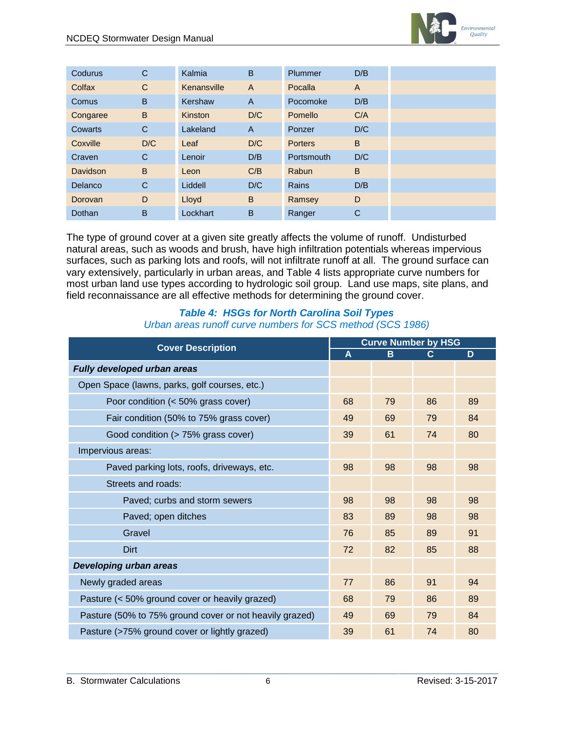| Codurus | C | Kalmia | B | Plummer | D/B | | |
|---|---|---|---|---|---|---|---|
| Colfax | C | Kenansville | A | Pocalla | A | | |
| Comus | B | Kershaw | A | Pocomoke | D/B | | |
| Congaree | B | Kinston | D/C | Pomello | C/A | | |
| Cowarts | C | Lakeland | A | Ponzer | D/C | | |
| Coxville | D/C | Leaf | D/C | Porters | B | | |
| Craven | C | Lenoir | D/B | Portsmouth | D/C | | |
| Davidson | B | Leon | C/B | Rabun | B | | |
| Delanco | C | Liddell | D/C | Rains | D/B | | |
| Dorovan | D | Lloyd | B | Ramsey | D | | |
| Dothan | B | Lockhart | B | Ranger | C | | |

The type of ground cover at a given site greatly affects the volume of runoff. Undisturbed natural areas, such as woods and brush, have high infiltration potentials whereas impervious surfaces, such as parking lots and roofs, will not infiltrate runoff at all. The ground surface can vary extensively, particularly in urban areas, and Table 4 lists appropriate curve numbers for most urban land use types according to hydrologic soil group. Land use maps, site plans, and field reconnaissance are all effective methods for determining the ground cover.

***Table 4: HSGs for North Carolina Soil Types***

*Urban areas runoff curve numbers for SCS method (SCS 1986)*

| Cover Description | Curve Number by HSG | | | |
|---|---|---|---|---|
| | A | B | C | D |
| ***Fully developed urban areas*** | | | | |
| Open Space (lawns, parks, golf courses, etc.) | | | | |
| Poor condition (< 50% grass cover) | 68 | 79 | 86 | 89 |
| Fair condition (50% to 75% grass cover) | 49 | 69 | 79 | 84 |
| Good condition (> 75% grass cover) | 39 | 61 | 74 | 80 |
| Impervious areas: | | | | |
| Paved parking lots, roofs, driveways, etc. | 98 | 98 | 98 | 98 |
| Streets and roads: | | | | |
| Paved; curbs and storm sewers | 98 | 98 | 98 | 98 |
| Paved; open ditches | 83 | 89 | 98 | 98 |
| Gravel | 76 | 85 | 89 | 91 |
| Dirt | 72 | 82 | 85 | 88 |
| ***Developing urban areas*** | | | | |
| Newly graded areas | 77 | 86 | 91 | 94 |
| Pasture (< 50% ground cover or heavily grazed) | 68 | 79 | 86 | 89 |
| Pasture (50% to 75% ground cover or not heavily grazed) | 49 | 69 | 79 | 84 |
| Pasture (>75% ground cover or lightly grazed) | 39 | 61 | 74 | 80 |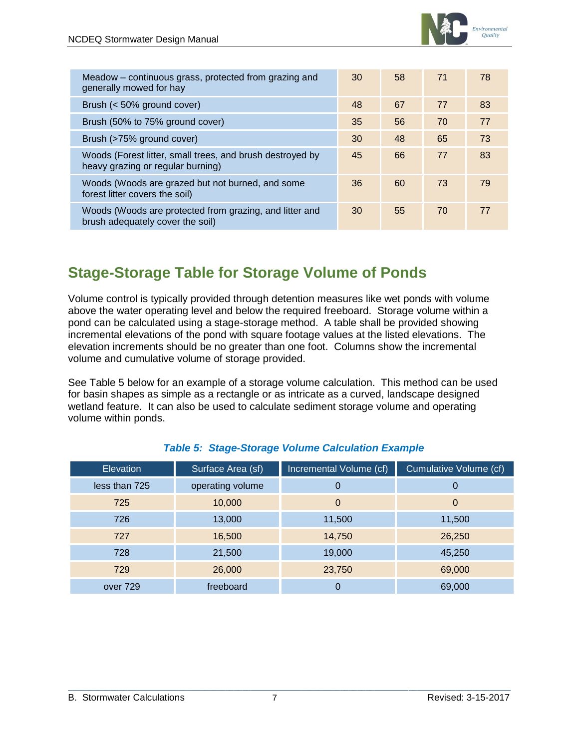| | | | | |
|---|---|---|---|---|
| Meadow – continuous grass, protected from grazing and generally mowed for hay | 30 | 58 | 71 | 78 |
| Brush (< 50% ground cover) | 48 | 67 | 77 | 83 |
| Brush (50% to 75% ground cover) | 35 | 56 | 70 | 77 |
| Brush (>75% ground cover) | 30 | 48 | 65 | 73 |
| Woods (Forest litter, small trees, and brush destroyed by heavy grazing or regular burning) | 45 | 66 | 77 | 83 |
| Woods (Woods are grazed but not burned, and some forest litter covers the soil) | 36 | 60 | 73 | 79 |
| Woods (Woods are protected from grazing, and litter and brush adequately cover the soil) | 30 | 55 | 70 | 77 |

## Stage-Storage Table for Storage Volume of Ponds

Volume control is typically provided through detention measures like wet ponds with volume above the water operating level and below the required freeboard. Storage volume within a pond can be calculated using a stage-storage method. A table shall be provided showing incremental elevations of the pond with square footage values at the listed elevations. The elevation increments should be no greater than one foot. Columns show the incremental volume and cumulative volume of storage provided.

See Table 5 below for an example of a storage volume calculation. This method can be used for basin shapes as simple as a rectangle or as intricate as a curved, landscape designed wetland feature. It can also be used to calculate sediment storage volume and operating volume within ponds.

***Table 5: Stage-Storage Volume Calculation Example***

| Elevation | Surface Area (sf) | Incremental Volume (cf) | Cumulative Volume (cf) |
|---|---|---|---|
| less than 725 | operating volume | 0 | 0 |
| 725 | 10,000 | 0 | 0 |
| 726 | 13,000 | 11,500 | 11,500 |
| 727 | 16,500 | 14,750 | 26,250 |
| 728 | 21,500 | 19,000 | 45,250 |
| 729 | 26,000 | 23,750 | 69,000 |
| over 729 | freeboard | 0 | 69,000 |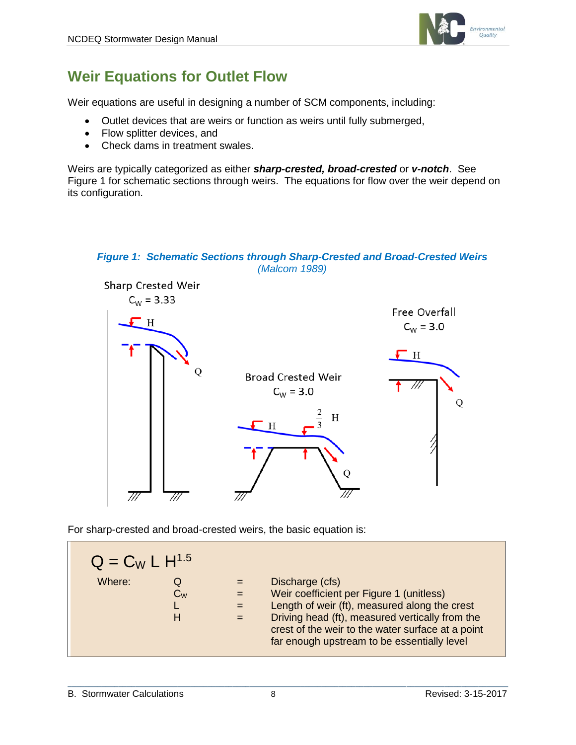# Weir Equations for Outlet Flow

Weir equations are useful in designing a number of SCM components, including:

- Outlet devices that are weirs or function as weirs until fully submerged,
- Flow splitter devices, and
- Check dams in treatment swales.

Weirs are typically categorized as either ***sharp-crested, broad-crested*** or ***v-notch***. See Figure 1 for schematic sections through weirs. The equations for flow over the weir depend on its configuration.

***Figure 1: Schematic Sections through Sharp-Crested and Broad-Crested Weirs*** *(Malcom 1989)*

Sharp Crested Weir $C_W = 3.33$

Broad Crested Weir $C_W = 3.0$

Free Overfall $C_W = 3.0$

For sharp-crested and broad-crested weirs, the basic equation is:

$$Q = C_W \, L \, H^{1.5}$$

| Where: | | | |
|---|---|---|---|
| | $Q$ | = | Discharge (cfs) |
| | $C_W$ | = | Weir coefficient per Figure 1 (unitless) |
| | $L$ | = | Length of weir (ft), measured along the crest |
| | $H$ | = | Driving head (ft), measured vertically from the crest of the weir to the water surface at a point far enough upstream to be essentially level |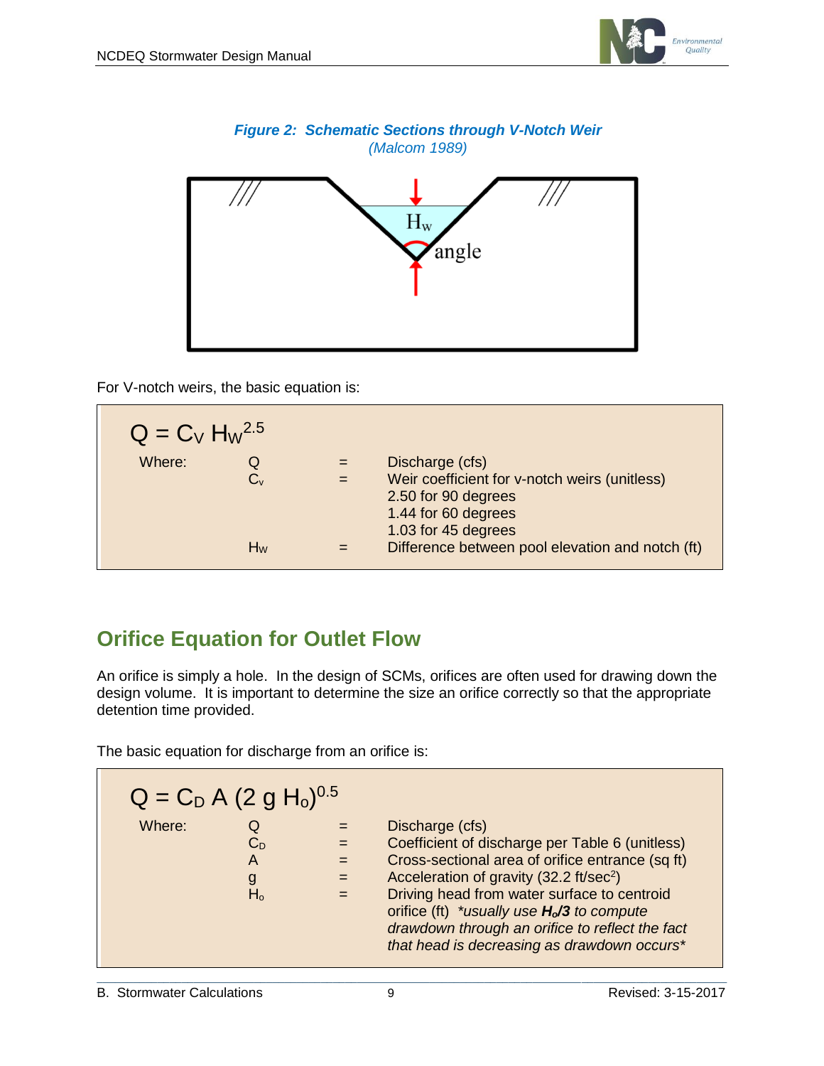*Figure 2: Schematic Sections through V-Notch Weir*
*(Malcom 1989)*

For V-notch weirs, the basic equation is:

$$Q = C_V H_W^{2.5}$$

| Where: | | | |
|---|---|---|---|
| | $Q$ | = | Discharge (cfs) |
| | $C_v$ | = | Weir coefficient for v-notch weirs (unitless)<br>2.50 for 90 degrees<br>1.44 for 60 degrees<br>1.03 for 45 degrees |
| | $H_W$ | = | Difference between pool elevation and notch (ft) |

## Orifice Equation for Outlet Flow

An orifice is simply a hole. In the design of SCMs, orifices are often used for drawing down the design volume. It is important to determine the size an orifice correctly so that the appropriate detention time provided.

The basic equation for discharge from an orifice is:

$$Q = C_D A (2 g H_o)^{0.5}$$

| Where: | | | |
|---|---|---|---|
| | $Q$ | = | Discharge (cfs) |
| | $C_D$ | = | Coefficient of discharge per Table 6 (unitless) |
| | $A$ | = | Cross-sectional area of orifice entrance (sq ft) |
| | $g$ | = | Acceleration of gravity (32.2 ft/sec$^2$) |
| | $H_o$ | = | Driving head from water surface to centroid orifice (ft) *\*usually use **$H_o$/3** to compute drawdown through an orifice to reflect the fact that head is decreasing as drawdown occurs\** |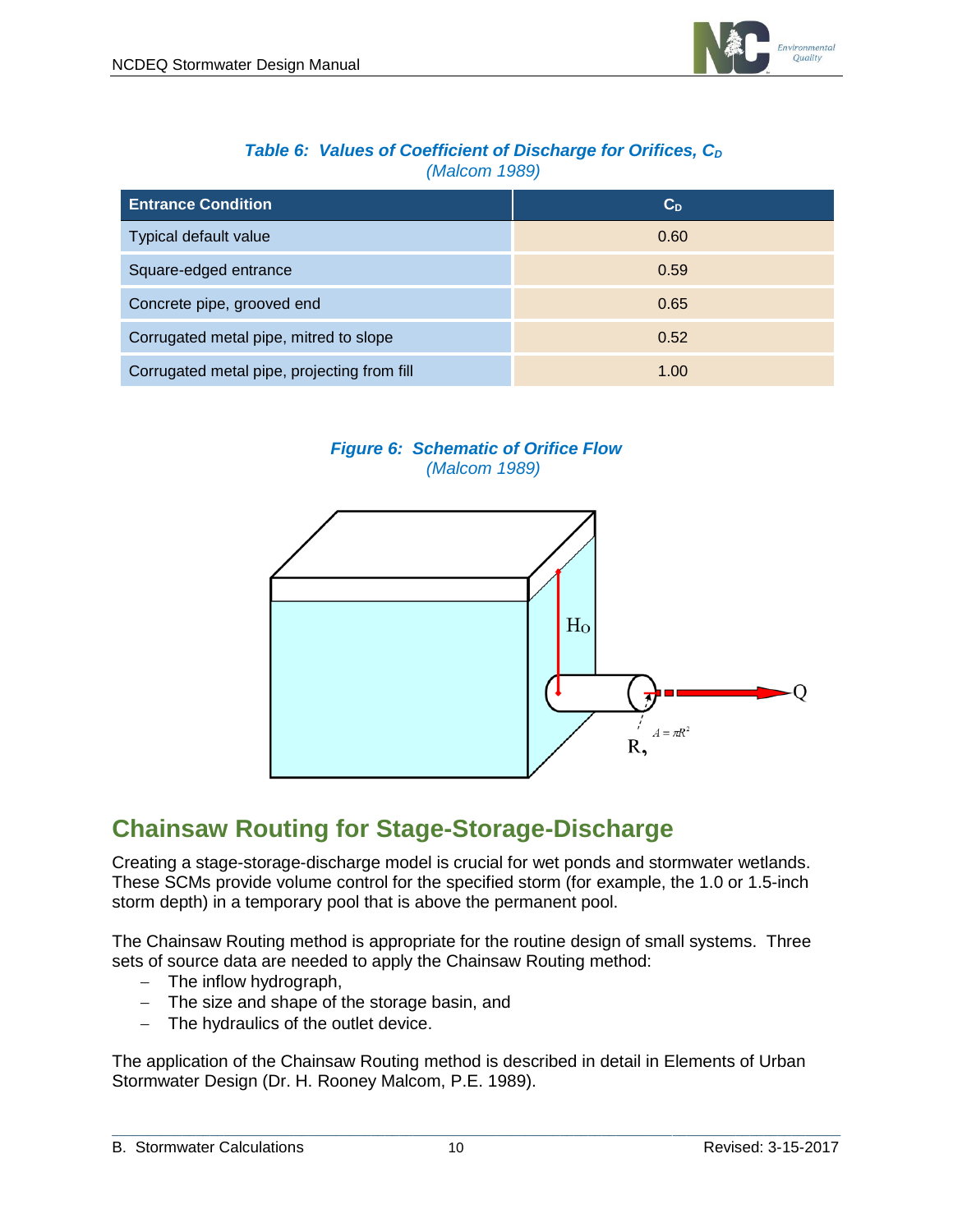***Table 6: Values of Coefficient of Discharge for Orifices, $C_D$***
*(Malcom 1989)*

| Entrance Condition | $C_D$ |
|---|---|
| Typical default value | 0.60 |
| Square-edged entrance | 0.59 |
| Concrete pipe, grooved end | 0.65 |
| Corrugated metal pipe, mitred to slope | 0.52 |
| Corrugated metal pipe, projecting from fill | 1.00 |

***Figure 6: Schematic of Orifice Flow***
*(Malcom 1989)*

## Chainsaw Routing for Stage-Storage-Discharge

Creating a stage-storage-discharge model is crucial for wet ponds and stormwater wetlands. These SCMs provide volume control for the specified storm (for example, the 1.0 or 1.5-inch storm depth) in a temporary pool that is above the permanent pool.

The Chainsaw Routing method is appropriate for the routine design of small systems. Three sets of source data are needed to apply the Chainsaw Routing method:

- The inflow hydrograph,
- The size and shape of the storage basin, and
- The hydraulics of the outlet device.

The application of the Chainsaw Routing method is described in detail in Elements of Urban Stormwater Design (Dr. H. Rooney Malcom, P.E. 1989).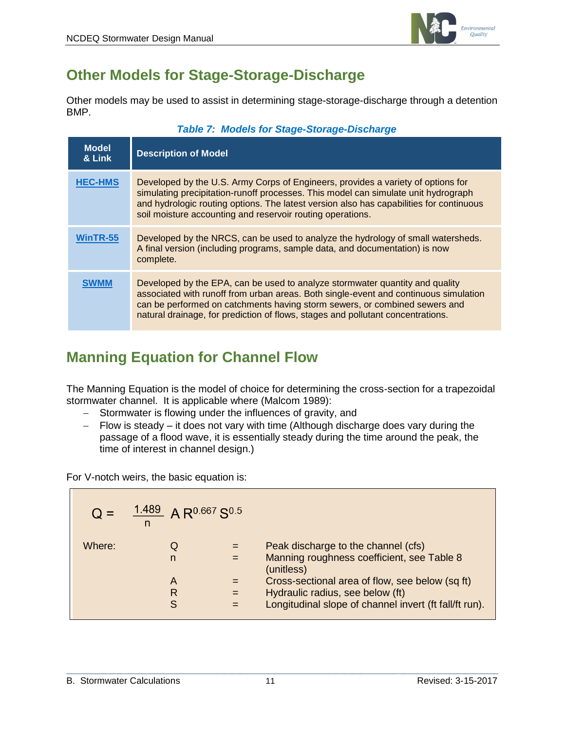## Other Models for Stage-Storage-Discharge

Other models may be used to assist in determining stage-storage-discharge through a detention BMP.

*Table 7: Models for Stage-Storage-Discharge*

| Model & Link | Description of Model |
|---|---|
| HEC-HMS | Developed by the U.S. Army Corps of Engineers, provides a variety of options for simulating precipitation-runoff processes. This model can simulate unit hydrograph and hydrologic routing options. The latest version also has capabilities for continuous soil moisture accounting and reservoir routing operations. |
| WinTR-55 | Developed by the NRCS, can be used to analyze the hydrology of small watersheds. A final version (including programs, sample data, and documentation) is now complete. |
| SWMM | Developed by the EPA, can be used to analyze stormwater quantity and quality associated with runoff from urban areas. Both single-event and continuous simulation can be performed on catchments having storm sewers, or combined sewers and natural drainage, for prediction of flows, stages and pollutant concentrations. |

## Manning Equation for Channel Flow

The Manning Equation is the model of choice for determining the cross-section for a trapezoidal stormwater channel. It is applicable where (Malcom 1989):

- Stormwater is flowing under the influences of gravity, and
- Flow is steady – it does not vary with time (Although discharge does vary during the passage of a flood wave, it is essentially steady during the time around the peak, the time of interest in channel design.)

For V-notch weirs, the basic equation is:

$$Q = \frac{1.489}{n} A R^{0.667} S^{0.5}$$

Where:

- Q = Peak discharge to the channel (cfs)
- n = Manning roughness coefficient, see Table 8 (unitless)
- A = Cross-sectional area of flow, see below (sq ft)
- R = Hydraulic radius, see below (ft)
- S = Longitudinal slope of channel invert (ft fall/ft run).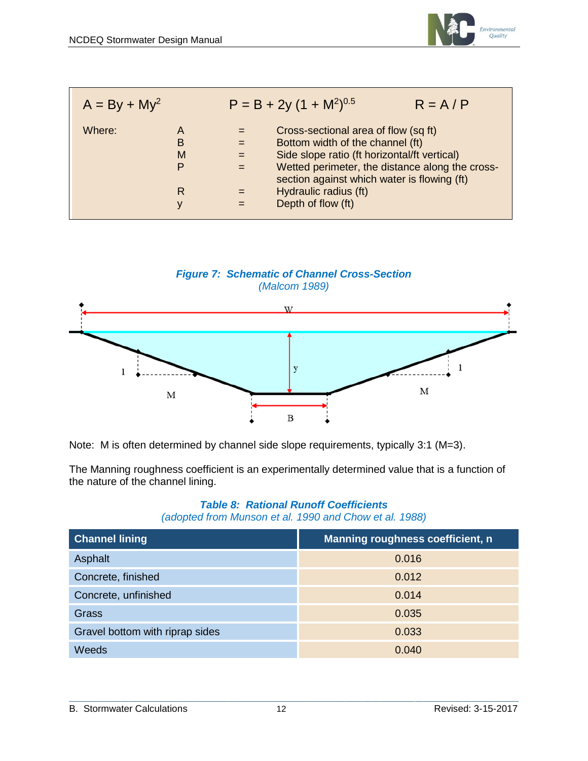$$A = By + My^2 \qquad P = B + 2y\,(1 + M^2)^{0.5} \qquad R = A / P$$

Where:

| | | | |
|---|---|---|---|
| | A | = | Cross-sectional area of flow (sq ft) |
| | B | = | Bottom width of the channel (ft) |
| | M | = | Side slope ratio (ft horizontal/ft vertical) |
| | P | = | Wetted perimeter, the distance along the cross-section against which water is flowing (ft) |
| | R | = | Hydraulic radius (ft) |
| | y | = | Depth of flow (ft) |

***Figure 7: Schematic of Channel Cross-Section***
*(Malcom 1989)*

W

y

1

1

M

M

B

Note: M is often determined by channel side slope requirements, typically 3:1 (M=3).

The Manning roughness coefficient is an experimentally determined value that is a function of the nature of the channel lining.

***Table 8: Rational Runoff Coefficients***
*(adopted from Munson et al. 1990 and Chow et al. 1988)*

| Channel lining | Manning roughness coefficient, n |
|---|---|
| Asphalt | 0.016 |
| Concrete, finished | 0.012 |
| Concrete, unfinished | 0.014 |
| Grass | 0.035 |
| Gravel bottom with riprap sides | 0.033 |
| Weeds | 0.040 |